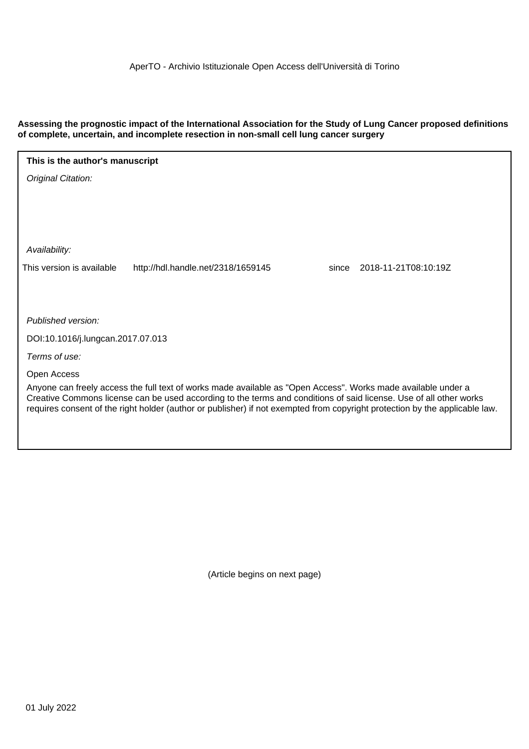AperTO - Archivio Istituzionale Open Access dell'Università di Torino

**Assessing the prognostic impact of the International Association for the Study of Lung Cancer proposed definitions of complete, uncertain, and incomplete resection in non-small cell lung cancer surgery**

**This is the author's manuscript**

*Original Citation:*

*Availability:*

This version is available http://hdl.handle.net/2318/1659145 since 2018-11-21T08:10:19Z

*Published version:*

DOI:10.1016/j.lungcan.2017.07.013

*Terms of use:*

Open Access

Anyone can freely access the full text of works made available as "Open Access". Works made available under a Creative Commons license can be used according to the terms and conditions of said license. Use of all other works requires consent of the right holder (author or publisher) if not exempted from copyright protection by the applicable law.

(Article begins on next page)

01 July 2022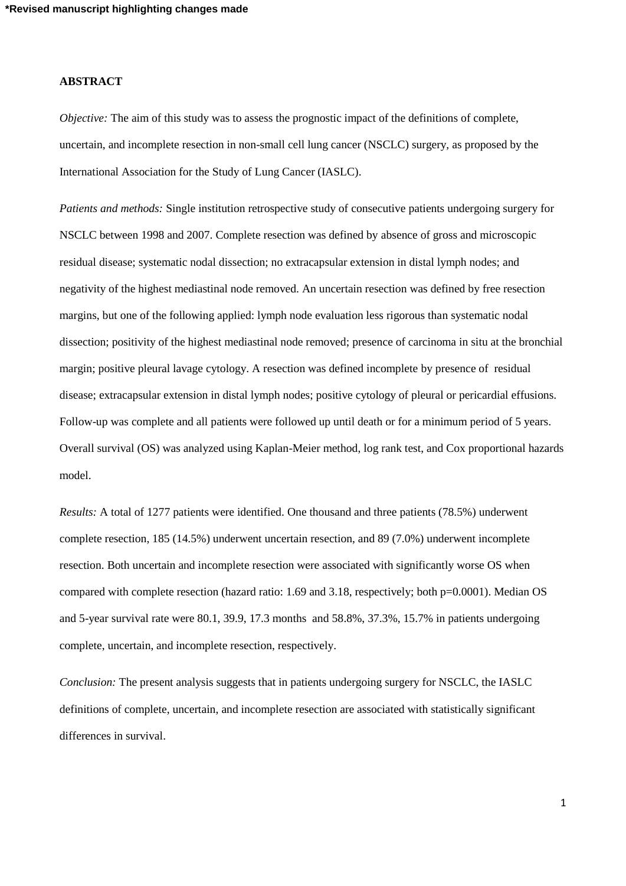**ABSTRACT**

*Objective:* The aim of this study was to assess the prognostic impact of the definitions of complete, uncertain, and incomplete resection in non-small cell lung cancer (NSCLC) surgery, as proposed by the International Association for the Study of Lung Cancer (IASLC).

*Patients and methods:* Single institution retrospective study of consecutive patients undergoing surgery for NSCLC between 1998 and 2007. Complete resection was defined by absence of gross and microscopic residual disease; systematic nodal dissection; no extracapsular extension in distal lymph nodes; and negativity of the highest mediastinal node removed. An uncertain resection was defined by free resection margins, but one of the following applied: lymph node evaluation less rigorous than systematic nodal dissection; positivity of the highest mediastinal node removed; presence of carcinoma in situ at the bronchial margin; positive pleural lavage cytology. A resection was defined incomplete by presence of residual disease; extracapsular extension in distal lymph nodes; positive cytology of pleural or pericardial effusions. Follow-up was complete and all patients were followed up until death or for a minimum period of 5 years. Overall survival (OS) was analyzed using Kaplan-Meier method, log rank test, and Cox proportional hazards model.

*Results:* A total of 1277 patients were identified. One thousand and three patients (78.5%) underwent complete resection, 185 (14.5%) underwent uncertain resection, and 89 (7.0%) underwent incomplete resection. Both uncertain and incomplete resection were associated with significantly worse OS when compared with complete resection (hazard ratio: 1.69 and 3.18, respectively; both p=0.0001). Median OS and 5-year survival rate were 80.1, 39.9, 17.3 months and 58.8%, 37.3%, 15.7% in patients undergoing complete, uncertain, and incomplete resection, respectively.

*Conclusion:* The present analysis suggests that in patients undergoing surgery for NSCLC, the IASLC definitions of complete, uncertain, and incomplete resection are associated with statistically significant differences in survival.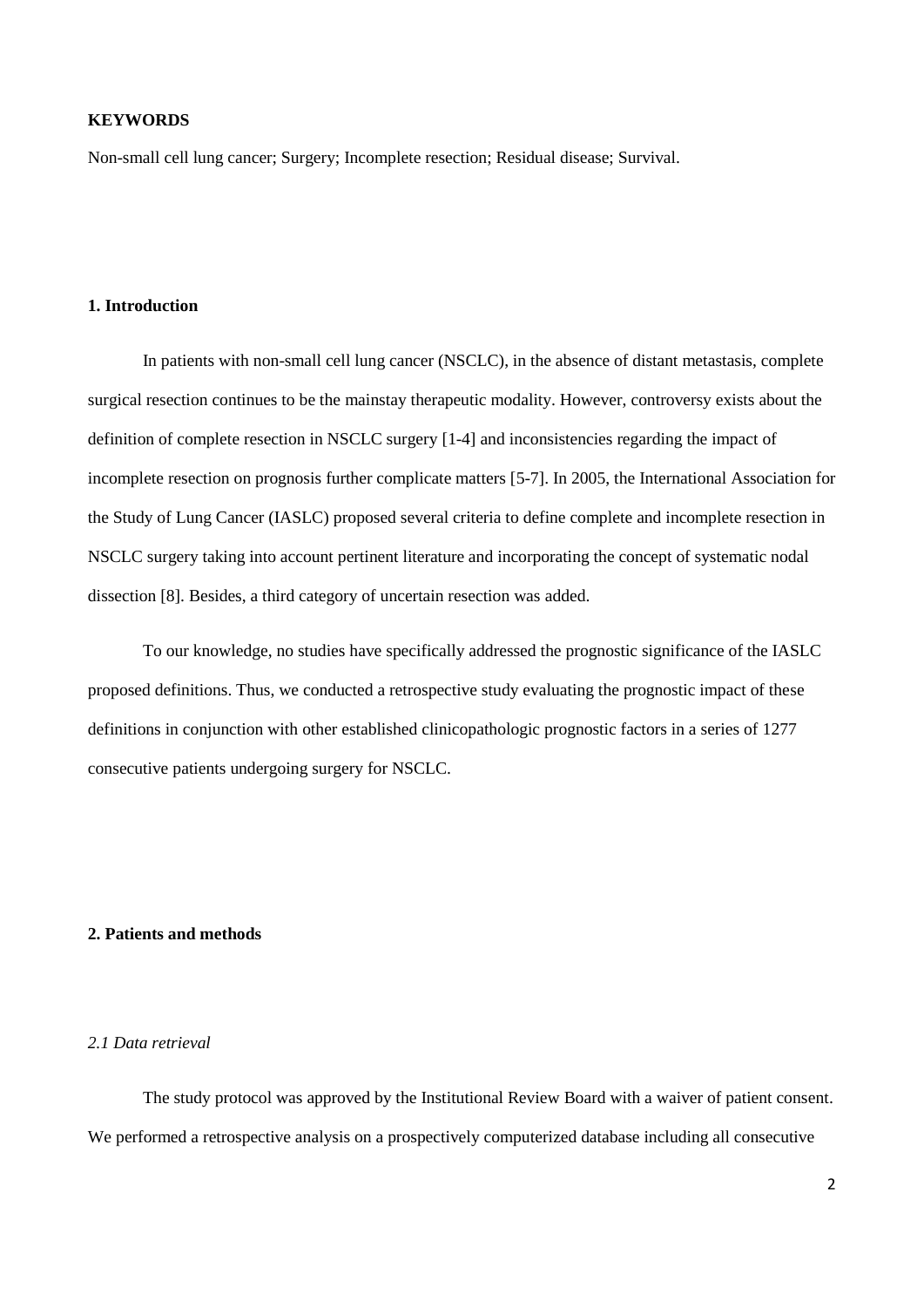**KEYWORDS**

Non-small cell lung cancer; Surgery; Incomplete resection; Residual disease; Survival.

## 1. Introduction

In patients with non-small cell lung cancer (NSCLC), in the absence of distant metastasis, complete surgical resection continues to be the mainstay therapeutic modality. However, controversy exists about the definition of complete resection in NSCLC surgery [1-4] and inconsistencies regarding the impact of incomplete resection on prognosis further complicate matters [5-7]. In 2005, the International Association for the Study of Lung Cancer (IASLC) proposed several criteria to define complete and incomplete resection in NSCLC surgery taking into account pertinent literature and incorporating the concept of systematic nodal dissection [8]. Besides, a third category of uncertain resection was added.

To our knowledge, no studies have specifically addressed the prognostic significance of the IASLC proposed definitions. Thus, we conducted a retrospective study evaluating the prognostic impact of these definitions in conjunction with other established clinicopathologic prognostic factors in a series of 1277 consecutive patients undergoing surgery for NSCLC.

## 2. Patients and methods

### *2.1 Data retrieval*

The study protocol was approved by the Institutional Review Board with a waiver of patient consent. We performed a retrospective analysis on a prospectively computerized database including all consecutive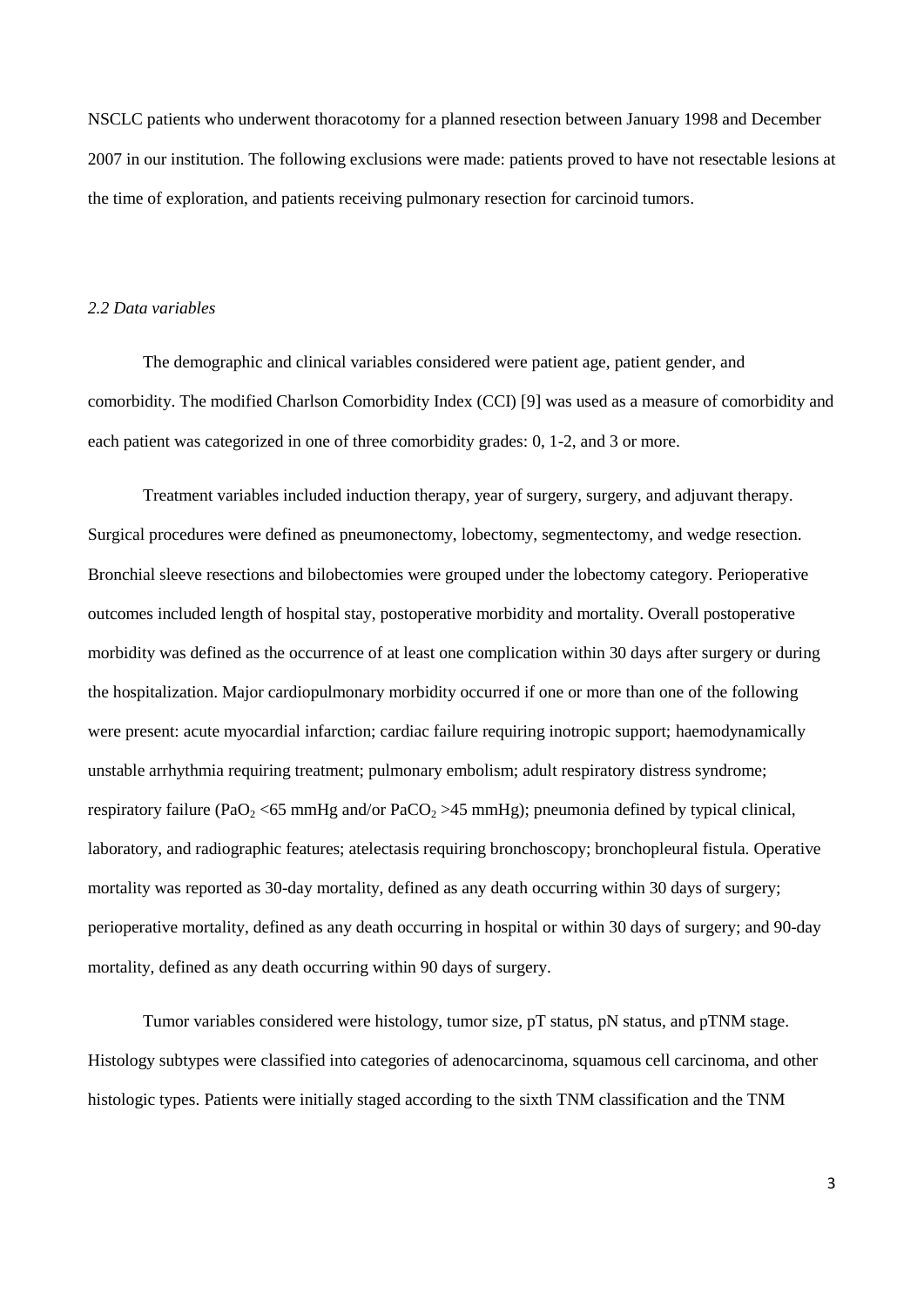NSCLC patients who underwent thoracotomy for a planned resection between January 1998 and December 2007 in our institution. The following exclusions were made: patients proved to have not resectable lesions at the time of exploration, and patients receiving pulmonary resection for carcinoid tumors.

### *2.2 Data variables*

The demographic and clinical variables considered were patient age, patient gender, and comorbidity. The modified Charlson Comorbidity Index (CCI) [9] was used as a measure of comorbidity and each patient was categorized in one of three comorbidity grades: 0, 1-2, and 3 or more.

Treatment variables included induction therapy, year of surgery, surgery, and adjuvant therapy. Surgical procedures were defined as pneumonectomy, lobectomy, segmentectomy, and wedge resection. Bronchial sleeve resections and bilobectomies were grouped under the lobectomy category. Perioperative outcomes included length of hospital stay, postoperative morbidity and mortality. Overall postoperative morbidity was defined as the occurrence of at least one complication within 30 days after surgery or during the hospitalization. Major cardiopulmonary morbidity occurred if one or more than one of the following were present: acute myocardial infarction; cardiac failure requiring inotropic support; haemodynamically unstable arrhythmia requiring treatment; pulmonary embolism; adult respiratory distress syndrome; respiratory failure ($PaO_2$ <65 mmHg and/or $PaCO_2$ >45 mmHg); pneumonia defined by typical clinical, laboratory, and radiographic features; atelectasis requiring bronchoscopy; bronchopleural fistula. Operative mortality was reported as 30-day mortality, defined as any death occurring within 30 days of surgery; perioperative mortality, defined as any death occurring in hospital or within 30 days of surgery; and 90-day mortality, defined as any death occurring within 90 days of surgery.

Tumor variables considered were histology, tumor size, pT status, pN status, and pTNM stage. Histology subtypes were classified into categories of adenocarcinoma, squamous cell carcinoma, and other histologic types. Patients were initially staged according to the sixth TNM classification and the TNM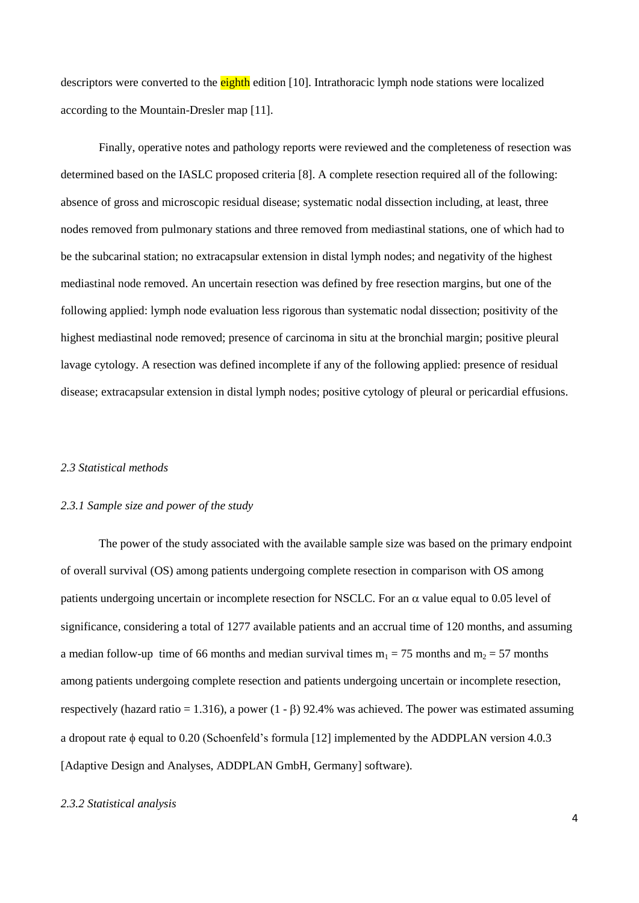descriptors were converted to the eighth edition [10]. Intrathoracic lymph node stations were localized according to the Mountain-Dresler map [11].

Finally, operative notes and pathology reports were reviewed and the completeness of resection was determined based on the IASLC proposed criteria [8]. A complete resection required all of the following: absence of gross and microscopic residual disease; systematic nodal dissection including, at least, three nodes removed from pulmonary stations and three removed from mediastinal stations, one of which had to be the subcarinal station; no extracapsular extension in distal lymph nodes; and negativity of the highest mediastinal node removed. An uncertain resection was defined by free resection margins, but one of the following applied: lymph node evaluation less rigorous than systematic nodal dissection; positivity of the highest mediastinal node removed; presence of carcinoma in situ at the bronchial margin; positive pleural lavage cytology. A resection was defined incomplete if any of the following applied: presence of residual disease; extracapsular extension in distal lymph nodes; positive cytology of pleural or pericardial effusions.

### *2.3 Statistical methods*

#### *2.3.1 Sample size and power of the study*

The power of the study associated with the available sample size was based on the primary endpoint of overall survival (OS) among patients undergoing complete resection in comparison with OS among patients undergoing uncertain or incomplete resection for NSCLC. For an $\alpha$ value equal to 0.05 level of significance, considering a total of 1277 available patients and an accrual time of 120 months, and assuming a median follow-up time of 66 months and median survival times $m_1 = 75$ months and $m_2 = 57$ months among patients undergoing complete resection and patients undergoing uncertain or incomplete resection, respectively (hazard ratio = 1.316), a power $(1 - \beta)$ 92.4% was achieved. The power was estimated assuming a dropout rate $\phi$ equal to 0.20 (Schoenfeld's formula [12] implemented by the ADDPLAN version 4.0.3 [Adaptive Design and Analyses, ADDPLAN GmbH, Germany] software).

#### *2.3.2 Statistical analysis*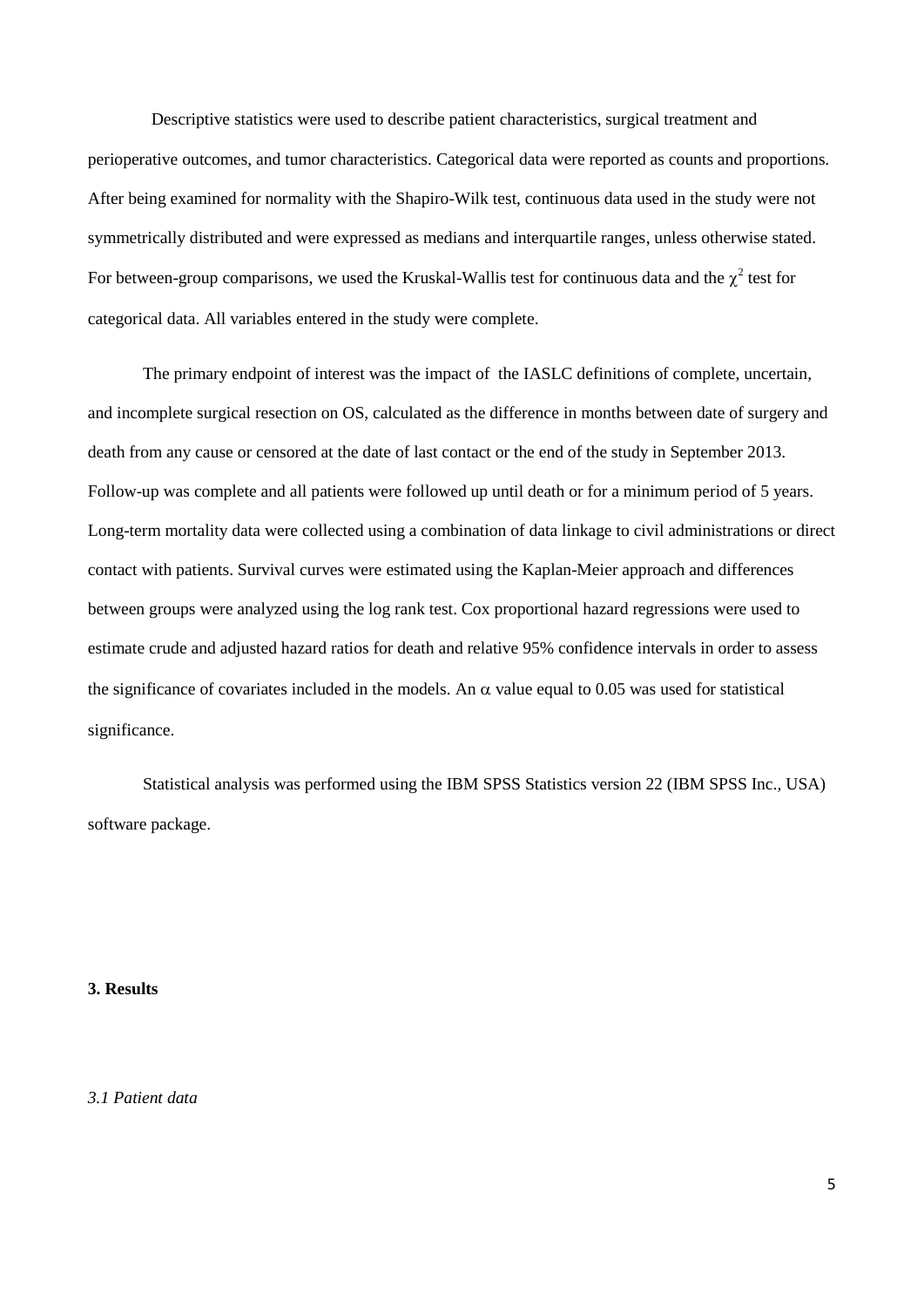Descriptive statistics were used to describe patient characteristics, surgical treatment and perioperative outcomes, and tumor characteristics. Categorical data were reported as counts and proportions. After being examined for normality with the Shapiro-Wilk test, continuous data used in the study were not symmetrically distributed and were expressed as medians and interquartile ranges, unless otherwise stated. For between-group comparisons, we used the Kruskal-Wallis test for continuous data and the $\chi^2$ test for categorical data. All variables entered in the study were complete.

The primary endpoint of interest was the impact of the IASLC definitions of complete, uncertain, and incomplete surgical resection on OS, calculated as the difference in months between date of surgery and death from any cause or censored at the date of last contact or the end of the study in September 2013. Follow-up was complete and all patients were followed up until death or for a minimum period of 5 years. Long-term mortality data were collected using a combination of data linkage to civil administrations or direct contact with patients. Survival curves were estimated using the Kaplan-Meier approach and differences between groups were analyzed using the log rank test. Cox proportional hazard regressions were used to estimate crude and adjusted hazard ratios for death and relative 95% confidence intervals in order to assess the significance of covariates included in the models. An $\alpha$ value equal to 0.05 was used for statistical significance.

Statistical analysis was performed using the IBM SPSS Statistics version 22 (IBM SPSS Inc., USA) software package.

## 3. Results

*3.1 Patient data*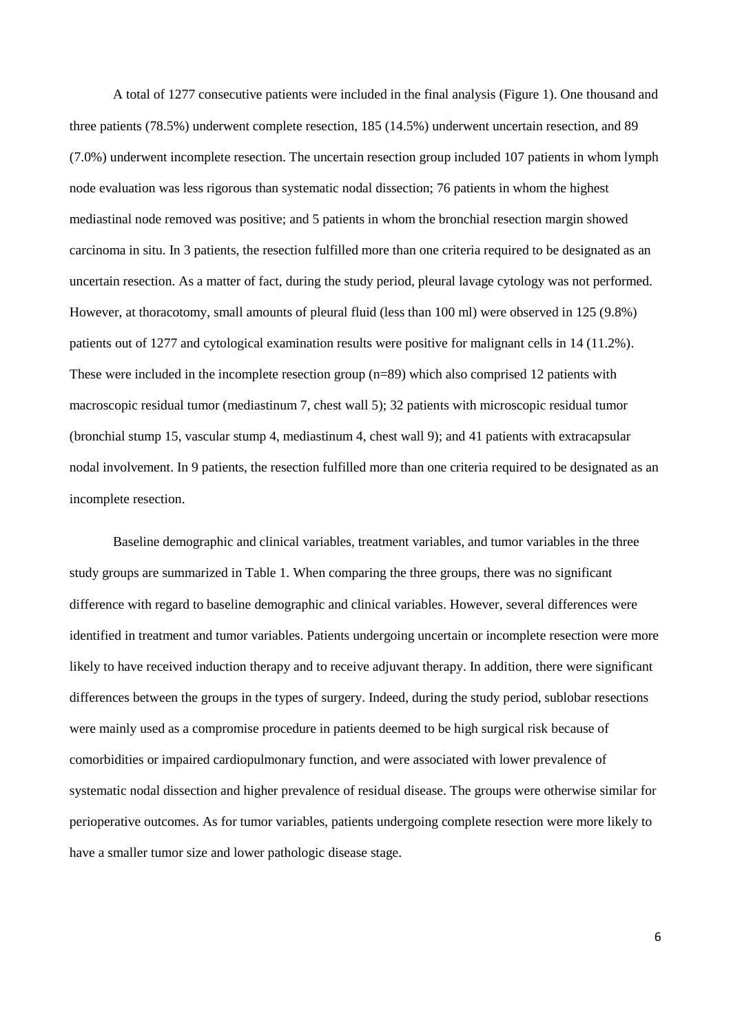A total of 1277 consecutive patients were included in the final analysis (Figure 1). One thousand and three patients (78.5%) underwent complete resection, 185 (14.5%) underwent uncertain resection, and 89 (7.0%) underwent incomplete resection. The uncertain resection group included 107 patients in whom lymph node evaluation was less rigorous than systematic nodal dissection; 76 patients in whom the highest mediastinal node removed was positive; and 5 patients in whom the bronchial resection margin showed carcinoma in situ. In 3 patients, the resection fulfilled more than one criteria required to be designated as an uncertain resection. As a matter of fact, during the study period, pleural lavage cytology was not performed. However, at thoracotomy, small amounts of pleural fluid (less than 100 ml) were observed in 125 (9.8%) patients out of 1277 and cytological examination results were positive for malignant cells in 14 (11.2%). These were included in the incomplete resection group (n=89) which also comprised 12 patients with macroscopic residual tumor (mediastinum 7, chest wall 5); 32 patients with microscopic residual tumor (bronchial stump 15, vascular stump 4, mediastinum 4, chest wall 9); and 41 patients with extracapsular nodal involvement. In 9 patients, the resection fulfilled more than one criteria required to be designated as an incomplete resection.

Baseline demographic and clinical variables, treatment variables, and tumor variables in the three study groups are summarized in Table 1. When comparing the three groups, there was no significant difference with regard to baseline demographic and clinical variables. However, several differences were identified in treatment and tumor variables. Patients undergoing uncertain or incomplete resection were more likely to have received induction therapy and to receive adjuvant therapy. In addition, there were significant differences between the groups in the types of surgery. Indeed, during the study period, sublobar resections were mainly used as a compromise procedure in patients deemed to be high surgical risk because of comorbidities or impaired cardiopulmonary function, and were associated with lower prevalence of systematic nodal dissection and higher prevalence of residual disease. The groups were otherwise similar for perioperative outcomes. As for tumor variables, patients undergoing complete resection were more likely to have a smaller tumor size and lower pathologic disease stage.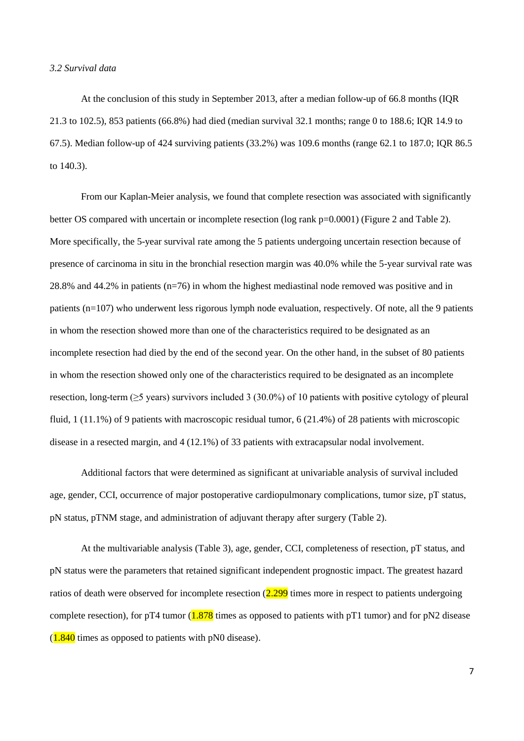*3.2 Survival data*

At the conclusion of this study in September 2013, after a median follow-up of 66.8 months (IQR 21.3 to 102.5), 853 patients (66.8%) had died (median survival 32.1 months; range 0 to 188.6; IQR 14.9 to 67.5). Median follow-up of 424 surviving patients (33.2%) was 109.6 months (range 62.1 to 187.0; IQR 86.5 to 140.3).

From our Kaplan-Meier analysis, we found that complete resection was associated with significantly better OS compared with uncertain or incomplete resection (log rank p=0.0001) (Figure 2 and Table 2). More specifically, the 5-year survival rate among the 5 patients undergoing uncertain resection because of presence of carcinoma in situ in the bronchial resection margin was 40.0% while the 5-year survival rate was 28.8% and 44.2% in patients (n=76) in whom the highest mediastinal node removed was positive and in patients (n=107) who underwent less rigorous lymph node evaluation, respectively. Of note, all the 9 patients in whom the resection showed more than one of the characteristics required to be designated as an incomplete resection had died by the end of the second year. On the other hand, in the subset of 80 patients in whom the resection showed only one of the characteristics required to be designated as an incomplete resection, long-term (≥5 years) survivors included 3 (30.0%) of 10 patients with positive cytology of pleural fluid, 1 (11.1%) of 9 patients with macroscopic residual tumor, 6 (21.4%) of 28 patients with microscopic disease in a resected margin, and 4 (12.1%) of 33 patients with extracapsular nodal involvement.

Additional factors that were determined as significant at univariable analysis of survival included age, gender, CCI, occurrence of major postoperative cardiopulmonary complications, tumor size, pT status, pN status, pTNM stage, and administration of adjuvant therapy after surgery (Table 2).

At the multivariable analysis (Table 3), age, gender, CCI, completeness of resection, pT status, and pN status were the parameters that retained significant independent prognostic impact. The greatest hazard ratios of death were observed for incomplete resection (2.299 times more in respect to patients undergoing complete resection), for pT4 tumor (1.878 times as opposed to patients with pT1 tumor) and for pN2 disease (1.840 times as opposed to patients with pN0 disease).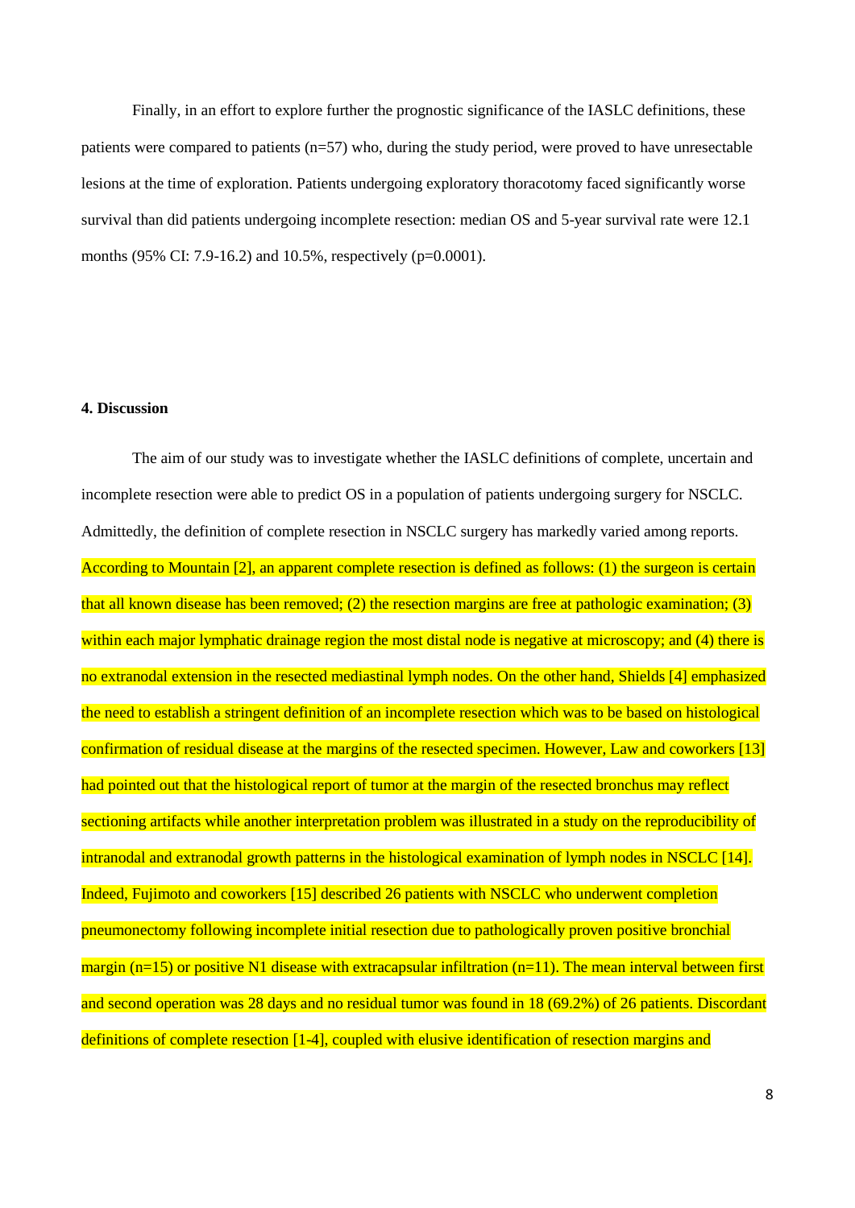Finally, in an effort to explore further the prognostic significance of the IASLC definitions, these patients were compared to patients (n=57) who, during the study period, were proved to have unresectable lesions at the time of exploration. Patients undergoing exploratory thoracotomy faced significantly worse survival than did patients undergoing incomplete resection: median OS and 5-year survival rate were 12.1 months (95% CI: 7.9-16.2) and 10.5%, respectively (p=0.0001).

## 4. Discussion

The aim of our study was to investigate whether the IASLC definitions of complete, uncertain and incomplete resection were able to predict OS in a population of patients undergoing surgery for NSCLC. Admittedly, the definition of complete resection in NSCLC surgery has markedly varied among reports. According to Mountain [2], an apparent complete resection is defined as follows: (1) the surgeon is certain that all known disease has been removed; (2) the resection margins are free at pathologic examination; (3) within each major lymphatic drainage region the most distal node is negative at microscopy; and (4) there is no extranodal extension in the resected mediastinal lymph nodes. On the other hand, Shields [4] emphasized the need to establish a stringent definition of an incomplete resection which was to be based on histological confirmation of residual disease at the margins of the resected specimen. However, Law and coworkers [13] had pointed out that the histological report of tumor at the margin of the resected bronchus may reflect sectioning artifacts while another interpretation problem was illustrated in a study on the reproducibility of intranodal and extranodal growth patterns in the histological examination of lymph nodes in NSCLC [14]. Indeed, Fujimoto and coworkers [15] described 26 patients with NSCLC who underwent completion pneumonectomy following incomplete initial resection due to pathologically proven positive bronchial margin (n=15) or positive N1 disease with extracapsular infiltration (n=11). The mean interval between first and second operation was 28 days and no residual tumor was found in 18 (69.2%) of 26 patients. Discordant definitions of complete resection [1-4], coupled with elusive identification of resection margins and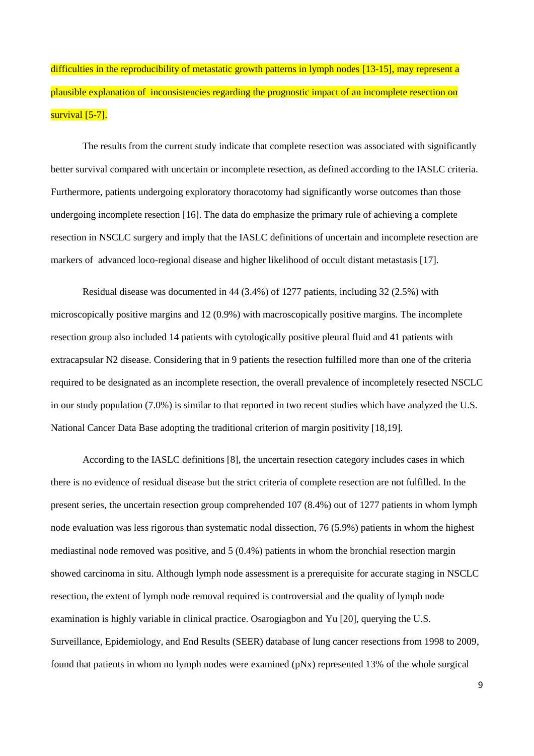difficulties in the reproducibility of metastatic growth patterns in lymph nodes [13-15], may represent a plausible explanation of inconsistencies regarding the prognostic impact of an incomplete resection on survival [5-7].

The results from the current study indicate that complete resection was associated with significantly better survival compared with uncertain or incomplete resection, as defined according to the IASLC criteria. Furthermore, patients undergoing exploratory thoracotomy had significantly worse outcomes than those undergoing incomplete resection [16]. The data do emphasize the primary rule of achieving a complete resection in NSCLC surgery and imply that the IASLC definitions of uncertain and incomplete resection are markers of advanced loco-regional disease and higher likelihood of occult distant metastasis [17].

Residual disease was documented in 44 (3.4%) of 1277 patients, including 32 (2.5%) with microscopically positive margins and 12 (0.9%) with macroscopically positive margins. The incomplete resection group also included 14 patients with cytologically positive pleural fluid and 41 patients with extracapsular N2 disease. Considering that in 9 patients the resection fulfilled more than one of the criteria required to be designated as an incomplete resection, the overall prevalence of incompletely resected NSCLC in our study population (7.0%) is similar to that reported in two recent studies which have analyzed the U.S. National Cancer Data Base adopting the traditional criterion of margin positivity [18,19].

According to the IASLC definitions [8], the uncertain resection category includes cases in which there is no evidence of residual disease but the strict criteria of complete resection are not fulfilled. In the present series, the uncertain resection group comprehended 107 (8.4%) out of 1277 patients in whom lymph node evaluation was less rigorous than systematic nodal dissection, 76 (5.9%) patients in whom the highest mediastinal node removed was positive, and 5 (0.4%) patients in whom the bronchial resection margin showed carcinoma in situ. Although lymph node assessment is a prerequisite for accurate staging in NSCLC resection, the extent of lymph node removal required is controversial and the quality of lymph node examination is highly variable in clinical practice. Osarogiagbon and Yu [20], querying the U.S. Surveillance, Epidemiology, and End Results (SEER) database of lung cancer resections from 1998 to 2009, found that patients in whom no lymph nodes were examined (pNx) represented 13% of the whole surgical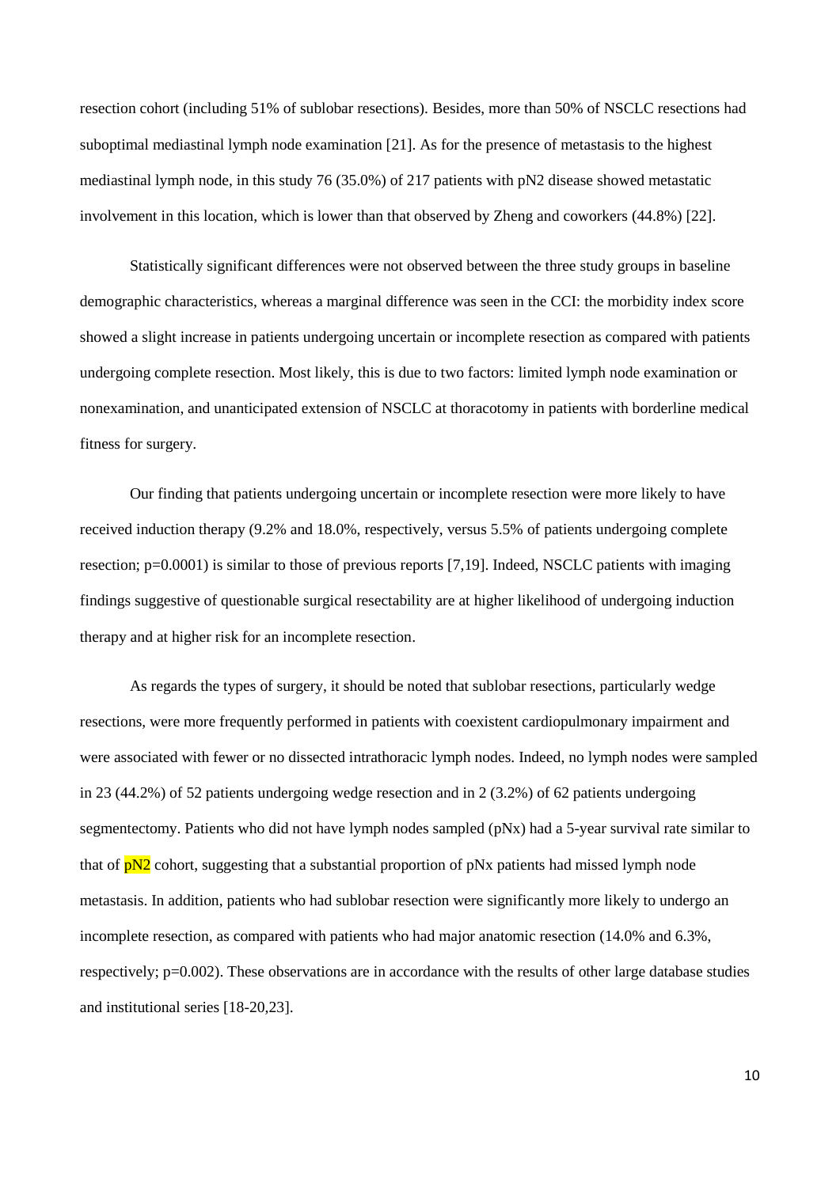resection cohort (including 51% of sublobar resections). Besides, more than 50% of NSCLC resections had suboptimal mediastinal lymph node examination [21]. As for the presence of metastasis to the highest mediastinal lymph node, in this study 76 (35.0%) of 217 patients with pN2 disease showed metastatic involvement in this location, which is lower than that observed by Zheng and coworkers (44.8%) [22].

Statistically significant differences were not observed between the three study groups in baseline demographic characteristics, whereas a marginal difference was seen in the CCI: the morbidity index score showed a slight increase in patients undergoing uncertain or incomplete resection as compared with patients undergoing complete resection. Most likely, this is due to two factors: limited lymph node examination or nonexamination, and unanticipated extension of NSCLC at thoracotomy in patients with borderline medical fitness for surgery.

Our finding that patients undergoing uncertain or incomplete resection were more likely to have received induction therapy (9.2% and 18.0%, respectively, versus 5.5% of patients undergoing complete resection; p=0.0001) is similar to those of previous reports [7,19]. Indeed, NSCLC patients with imaging findings suggestive of questionable surgical resectability are at higher likelihood of undergoing induction therapy and at higher risk for an incomplete resection.

As regards the types of surgery, it should be noted that sublobar resections, particularly wedge resections, were more frequently performed in patients with coexistent cardiopulmonary impairment and were associated with fewer or no dissected intrathoracic lymph nodes. Indeed, no lymph nodes were sampled in 23 (44.2%) of 52 patients undergoing wedge resection and in 2 (3.2%) of 62 patients undergoing segmentectomy. Patients who did not have lymph nodes sampled (pNx) had a 5-year survival rate similar to that of pN2 cohort, suggesting that a substantial proportion of pNx patients had missed lymph node metastasis. In addition, patients who had sublobar resection were significantly more likely to undergo an incomplete resection, as compared with patients who had major anatomic resection (14.0% and 6.3%, respectively; p=0.002). These observations are in accordance with the results of other large database studies and institutional series [18-20,23].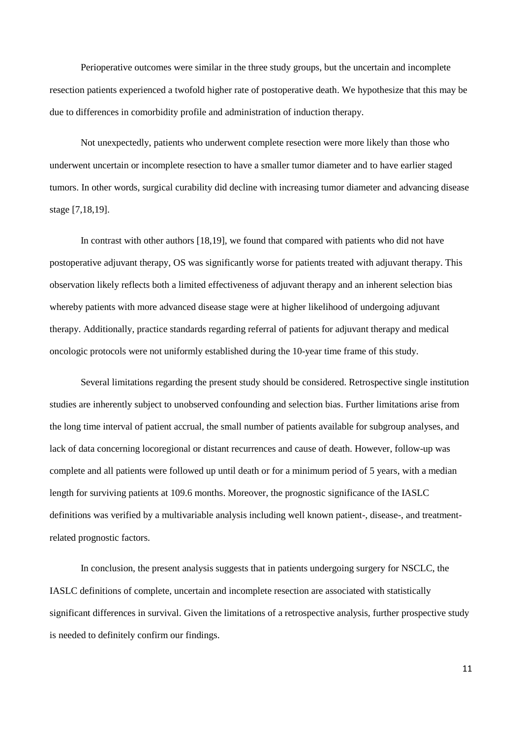Perioperative outcomes were similar in the three study groups, but the uncertain and incomplete resection patients experienced a twofold higher rate of postoperative death. We hypothesize that this may be due to differences in comorbidity profile and administration of induction therapy.

Not unexpectedly, patients who underwent complete resection were more likely than those who underwent uncertain or incomplete resection to have a smaller tumor diameter and to have earlier staged tumors. In other words, surgical curability did decline with increasing tumor diameter and advancing disease stage [7,18,19].

In contrast with other authors [18,19], we found that compared with patients who did not have postoperative adjuvant therapy, OS was significantly worse for patients treated with adjuvant therapy. This observation likely reflects both a limited effectiveness of adjuvant therapy and an inherent selection bias whereby patients with more advanced disease stage were at higher likelihood of undergoing adjuvant therapy. Additionally, practice standards regarding referral of patients for adjuvant therapy and medical oncologic protocols were not uniformly established during the 10-year time frame of this study.

Several limitations regarding the present study should be considered. Retrospective single institution studies are inherently subject to unobserved confounding and selection bias. Further limitations arise from the long time interval of patient accrual, the small number of patients available for subgroup analyses, and lack of data concerning locoregional or distant recurrences and cause of death. However, follow-up was complete and all patients were followed up until death or for a minimum period of 5 years, with a median length for surviving patients at 109.6 months. Moreover, the prognostic significance of the IASLC definitions was verified by a multivariable analysis including well known patient-, disease-, and treatment-related prognostic factors.

In conclusion, the present analysis suggests that in patients undergoing surgery for NSCLC, the IASLC definitions of complete, uncertain and incomplete resection are associated with statistically significant differences in survival. Given the limitations of a retrospective analysis, further prospective study is needed to definitely confirm our findings.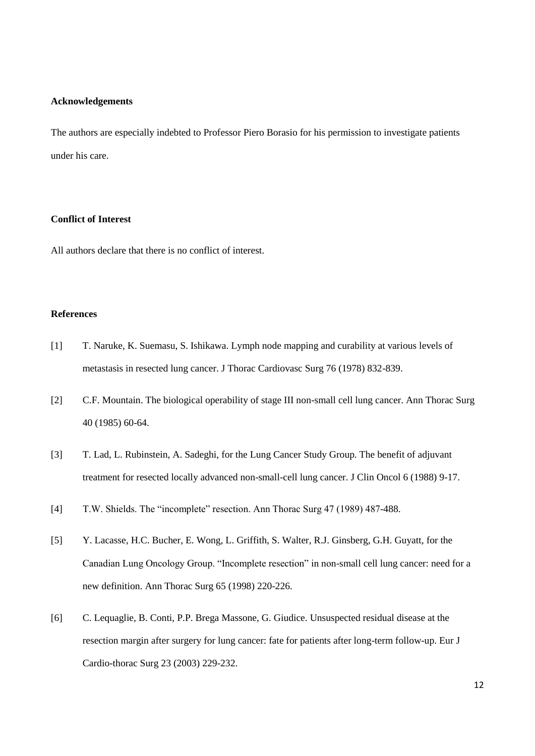## Acknowledgements

The authors are especially indebted to Professor Piero Borasio for his permission to investigate patients under his care.

## Conflict of Interest

All authors declare that there is no conflict of interest.

## References

[1] T. Naruke, K. Suemasu, S. Ishikawa. Lymph node mapping and curability at various levels of metastasis in resected lung cancer. J Thorac Cardiovasc Surg 76 (1978) 832-839.

[2] C.F. Mountain. The biological operability of stage III non-small cell lung cancer. Ann Thorac Surg 40 (1985) 60-64.

[3] T. Lad, L. Rubinstein, A. Sadeghi, for the Lung Cancer Study Group. The benefit of adjuvant treatment for resected locally advanced non-small-cell lung cancer. J Clin Oncol 6 (1988) 9-17.

[4] T.W. Shields. The "incomplete" resection. Ann Thorac Surg 47 (1989) 487-488.

[5] Y. Lacasse, H.C. Bucher, E. Wong, L. Griffith, S. Walter, R.J. Ginsberg, G.H. Guyatt, for the Canadian Lung Oncology Group. "Incomplete resection" in non-small cell lung cancer: need for a new definition. Ann Thorac Surg 65 (1998) 220-226.

[6] C. Lequaglie, B. Conti, P.P. Brega Massone, G. Giudice. Unsuspected residual disease at the resection margin after surgery for lung cancer: fate for patients after long-term follow-up. Eur J Cardio-thorac Surg 23 (2003) 229-232.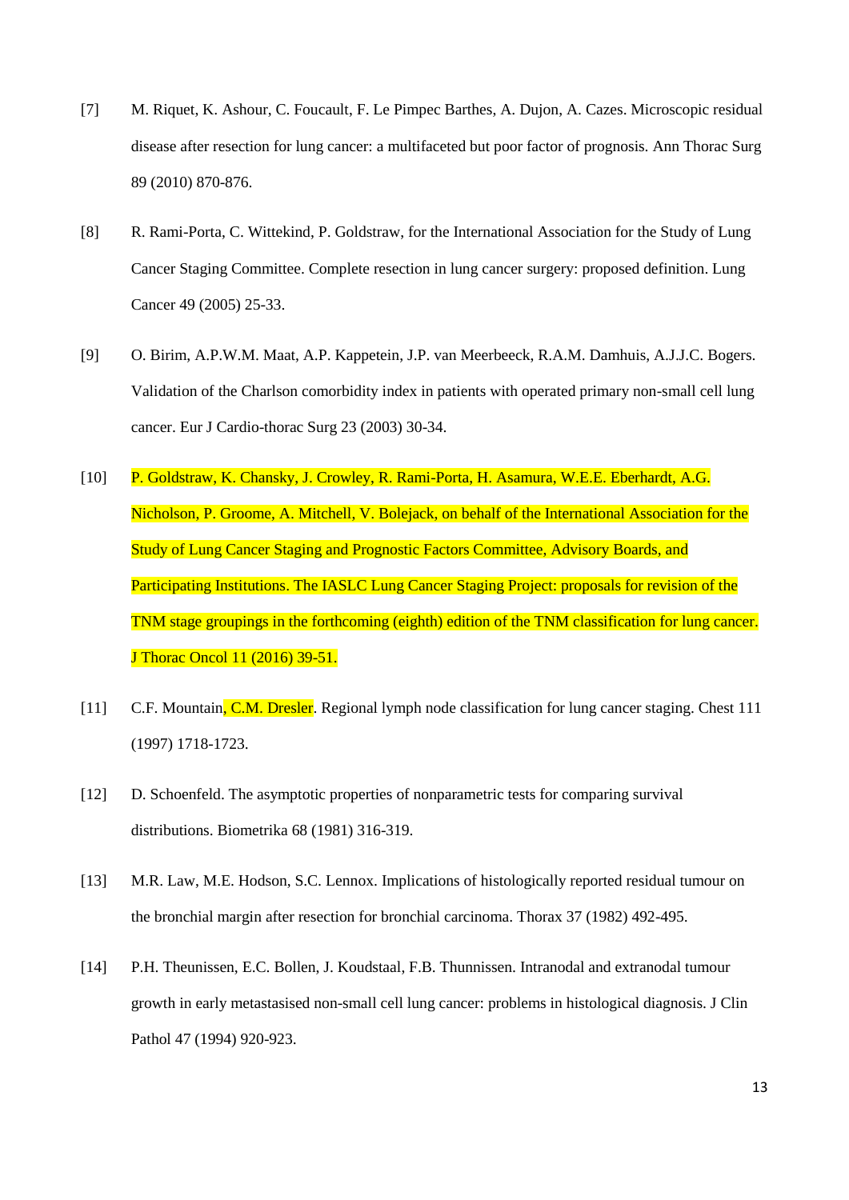[7] M. Riquet, K. Ashour, C. Foucault, F. Le Pimpec Barthes, A. Dujon, A. Cazes. Microscopic residual disease after resection for lung cancer: a multifaceted but poor factor of prognosis. Ann Thorac Surg 89 (2010) 870-876.

[8] R. Rami-Porta, C. Wittekind, P. Goldstraw, for the International Association for the Study of Lung Cancer Staging Committee. Complete resection in lung cancer surgery: proposed definition. Lung Cancer 49 (2005) 25-33.

[9] O. Birim, A.P.W.M. Maat, A.P. Kappetein, J.P. van Meerbeeck, R.A.M. Damhuis, A.J.J.C. Bogers. Validation of the Charlson comorbidity index in patients with operated primary non-small cell lung cancer. Eur J Cardio-thorac Surg 23 (2003) 30-34.

[10] P. Goldstraw, K. Chansky, J. Crowley, R. Rami-Porta, H. Asamura, W.E.E. Eberhardt, A.G. Nicholson, P. Groome, A. Mitchell, V. Bolejack, on behalf of the International Association for the Study of Lung Cancer Staging and Prognostic Factors Committee, Advisory Boards, and Participating Institutions. The IASLC Lung Cancer Staging Project: proposals for revision of the TNM stage groupings in the forthcoming (eighth) edition of the TNM classification for lung cancer. J Thorac Oncol 11 (2016) 39-51.

[11] C.F. Mountain, C.M. Dresler. Regional lymph node classification for lung cancer staging. Chest 111 (1997) 1718-1723.

[12] D. Schoenfeld. The asymptotic properties of nonparametric tests for comparing survival distributions. Biometrika 68 (1981) 316-319.

[13] M.R. Law, M.E. Hodson, S.C. Lennox. Implications of histologically reported residual tumour on the bronchial margin after resection for bronchial carcinoma. Thorax 37 (1982) 492-495.

[14] P.H. Theunissen, E.C. Bollen, J. Koudstaal, F.B. Thunnissen. Intranodal and extranodal tumour growth in early metastasised non-small cell lung cancer: problems in histological diagnosis. J Clin Pathol 47 (1994) 920-923.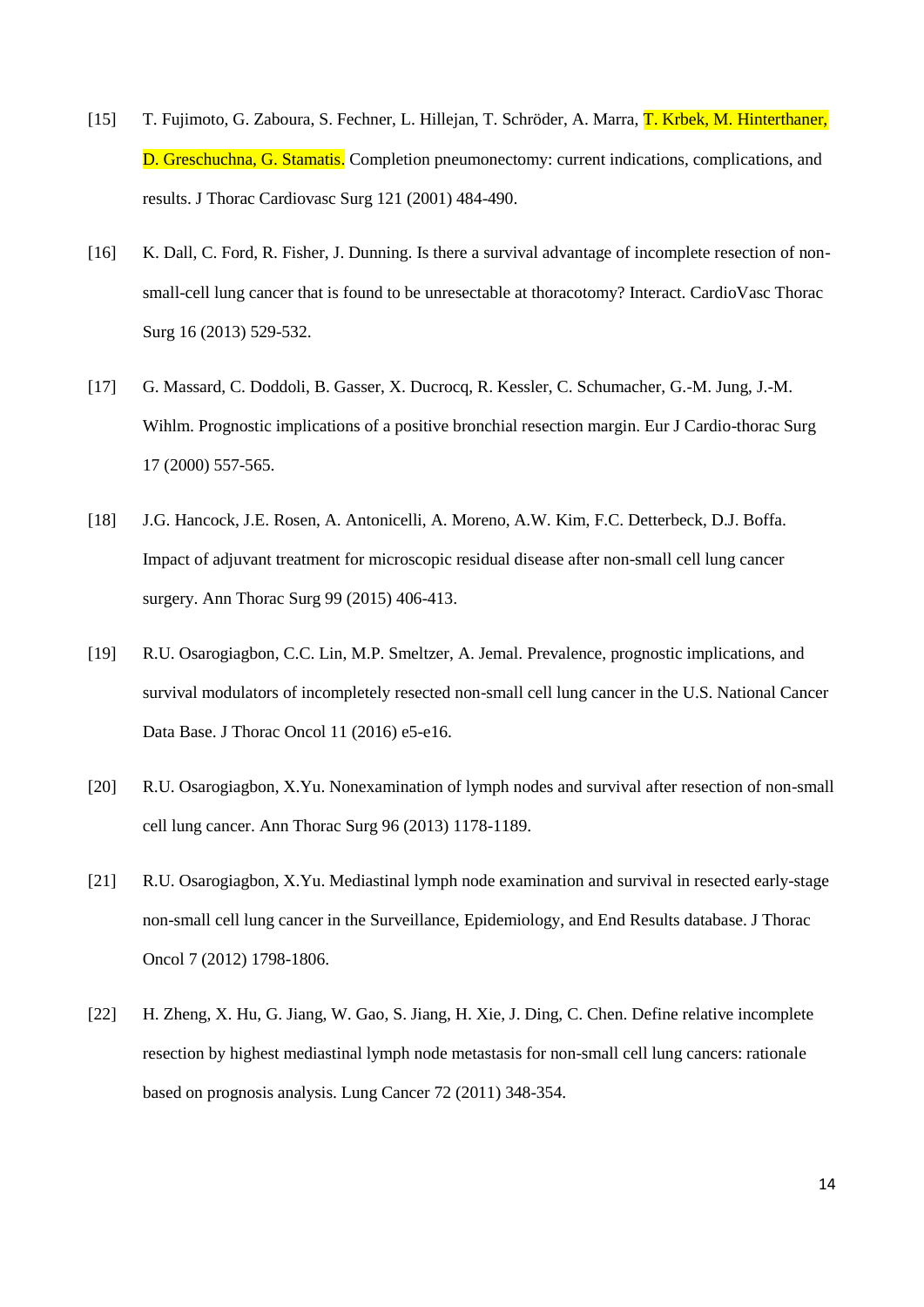[15] T. Fujimoto, G. Zaboura, S. Fechner, L. Hillejan, T. Schröder, A. Marra, T. Krbek, M. Hinterthaner, D. Greschuchna, G. Stamatis. Completion pneumonectomy: current indications, complications, and results. J Thorac Cardiovasc Surg 121 (2001) 484-490.

[16] K. Dall, C. Ford, R. Fisher, J. Dunning. Is there a survival advantage of incomplete resection of non-small-cell lung cancer that is found to be unresectable at thoracotomy? Interact. CardioVasc Thorac Surg 16 (2013) 529-532.

[17] G. Massard, C. Doddoli, B. Gasser, X. Ducrocq, R. Kessler, C. Schumacher, G.-M. Jung, J.-M. Wihlm. Prognostic implications of a positive bronchial resection margin. Eur J Cardio-thorac Surg 17 (2000) 557-565.

[18] J.G. Hancock, J.E. Rosen, A. Antonicelli, A. Moreno, A.W. Kim, F.C. Detterbeck, D.J. Boffa. Impact of adjuvant treatment for microscopic residual disease after non-small cell lung cancer surgery. Ann Thorac Surg 99 (2015) 406-413.

[19] R.U. Osarogiagbon, C.C. Lin, M.P. Smeltzer, A. Jemal. Prevalence, prognostic implications, and survival modulators of incompletely resected non-small cell lung cancer in the U.S. National Cancer Data Base. J Thorac Oncol 11 (2016) e5-e16.

[20] R.U. Osarogiagbon, X.Yu. Nonexamination of lymph nodes and survival after resection of non-small cell lung cancer. Ann Thorac Surg 96 (2013) 1178-1189.

[21] R.U. Osarogiagbon, X.Yu. Mediastinal lymph node examination and survival in resected early-stage non-small cell lung cancer in the Surveillance, Epidemiology, and End Results database. J Thorac Oncol 7 (2012) 1798-1806.

[22] H. Zheng, X. Hu, G. Jiang, W. Gao, S. Jiang, H. Xie, J. Ding, C. Chen. Define relative incomplete resection by highest mediastinal lymph node metastasis for non-small cell lung cancers: rationale based on prognosis analysis. Lung Cancer 72 (2011) 348-354.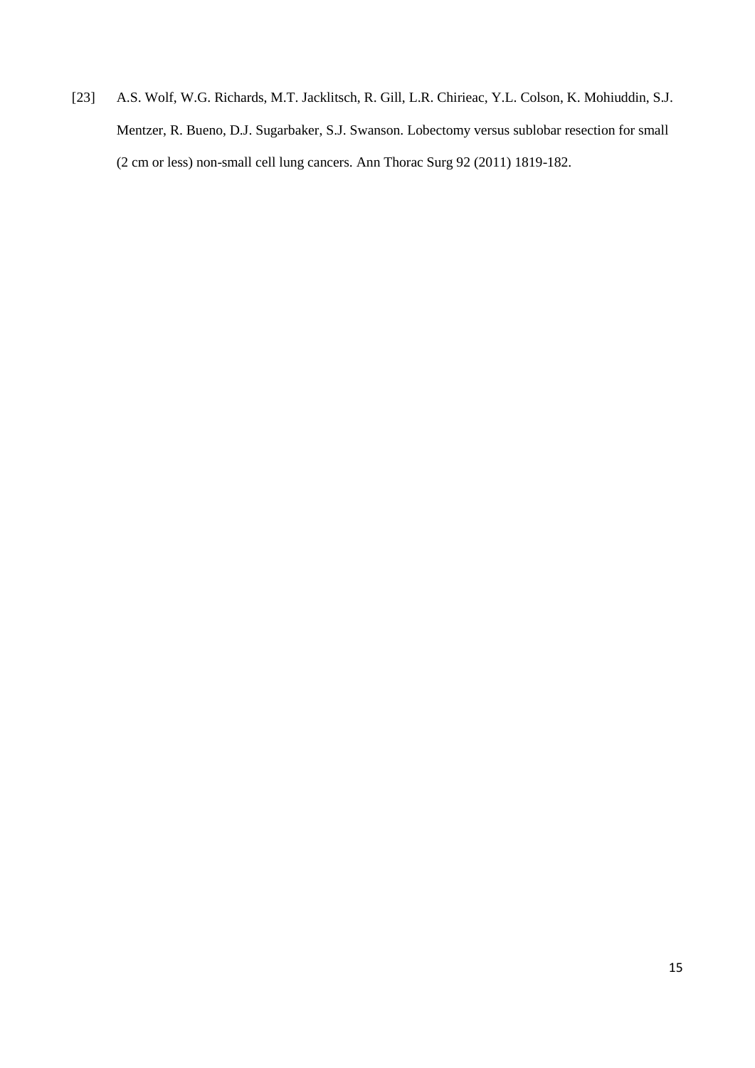[23] A.S. Wolf, W.G. Richards, M.T. Jacklitsch, R. Gill, L.R. Chirieac, Y.L. Colson, K. Mohiuddin, S.J. Mentzer, R. Bueno, D.J. Sugarbaker, S.J. Swanson. Lobectomy versus sublobar resection for small (2 cm or less) non-small cell lung cancers. Ann Thorac Surg 92 (2011) 1819-182.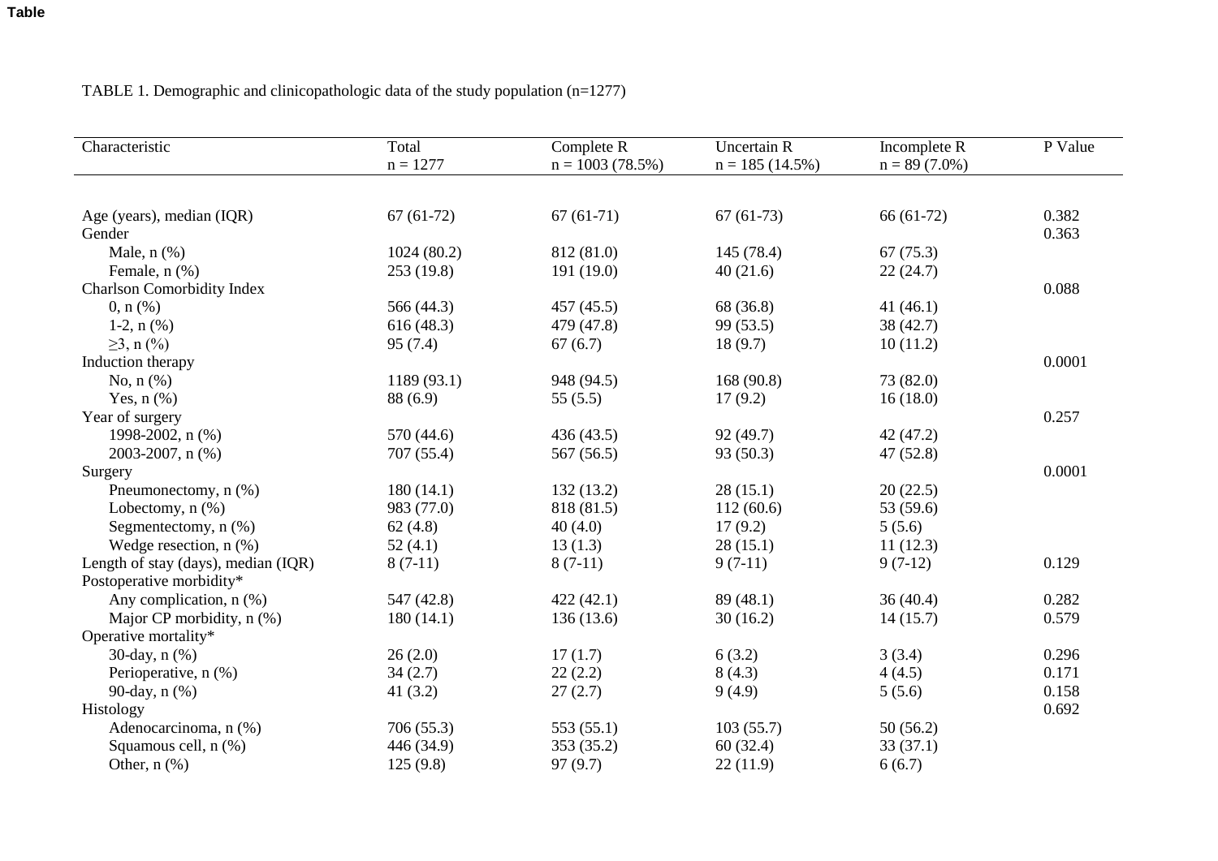**Table**

TABLE 1. Demographic and clinicopathologic data of the study population (n=1277)

| Characteristic | Total<br>n = 1277 | Complete R<br>n = 1003 (78.5%) | Uncertain R<br>n = 185 (14.5%) | Incomplete R<br>n = 89 (7.0%) | P Value |
|---|---|---|---|---|---|
| Age (years), median (IQR) | 67 (61-72) | 67 (61-71) | 67 (61-73) | 66 (61-72) | 0.382 |
| Gender | | | | | 0.363 |
| Male, n (%) | 1024 (80.2) | 812 (81.0) | 145 (78.4) | 67 (75.3) | |
| Female, n (%) | 253 (19.8) | 191 (19.0) | 40 (21.6) | 22 (24.7) | |
| Charlson Comorbidity Index | | | | | 0.088 |
| 0, n (%) | 566 (44.3) | 457 (45.5) | 68 (36.8) | 41 (46.1) | |
| 1-2, n (%) | 616 (48.3) | 479 (47.8) | 99 (53.5) | 38 (42.7) | |
| ≥3, n (%) | 95 (7.4) | 67 (6.7) | 18 (9.7) | 10 (11.2) | |
| Induction therapy | | | | | 0.0001 |
| No, n (%) | 1189 (93.1) | 948 (94.5) | 168 (90.8) | 73 (82.0) | |
| Yes, n (%) | 88 (6.9) | 55 (5.5) | 17 (9.2) | 16 (18.0) | |
| Year of surgery | | | | | 0.257 |
| 1998-2002, n (%) | 570 (44.6) | 436 (43.5) | 92 (49.7) | 42 (47.2) | |
| 2003-2007, n (%) | 707 (55.4) | 567 (56.5) | 93 (50.3) | 47 (52.8) | |
| Surgery | | | | | 0.0001 |
| Pneumonectomy, n (%) | 180 (14.1) | 132 (13.2) | 28 (15.1) | 20 (22.5) | |
| Lobectomy, n (%) | 983 (77.0) | 818 (81.5) | 112 (60.6) | 53 (59.6) | |
| Segmentectomy, n (%) | 62 (4.8) | 40 (4.0) | 17 (9.2) | 5 (5.6) | |
| Wedge resection, n (%) | 52 (4.1) | 13 (1.3) | 28 (15.1) | 11 (12.3) | |
| Length of stay (days), median (IQR) | 8 (7-11) | 8 (7-11) | 9 (7-11) | 9 (7-12) | 0.129 |
| Postoperative morbidity* | | | | | |
| Any complication, n (%) | 547 (42.8) | 422 (42.1) | 89 (48.1) | 36 (40.4) | 0.282 |
| Major CP morbidity, n (%) | 180 (14.1) | 136 (13.6) | 30 (16.2) | 14 (15.7) | 0.579 |
| Operative mortality* | | | | | |
| 30-day, n (%) | 26 (2.0) | 17 (1.7) | 6 (3.2) | 3 (3.4) | 0.296 |
| Perioperative, n (%) | 34 (2.7) | 22 (2.2) | 8 (4.3) | 4 (4.5) | 0.171 |
| 90-day, n (%) | 41 (3.2) | 27 (2.7) | 9 (4.9) | 5 (5.6) | 0.158 |
| Histology | | | | | 0.692 |
| Adenocarcinoma, n (%) | 706 (55.3) | 553 (55.1) | 103 (55.7) | 50 (56.2) | |
| Squamous cell, n (%) | 446 (34.9) | 353 (35.2) | 60 (32.4) | 33 (37.1) | |
| Other, n (%) | 125 (9.8) | 97 (9.7) | 22 (11.9) | 6 (6.7) | |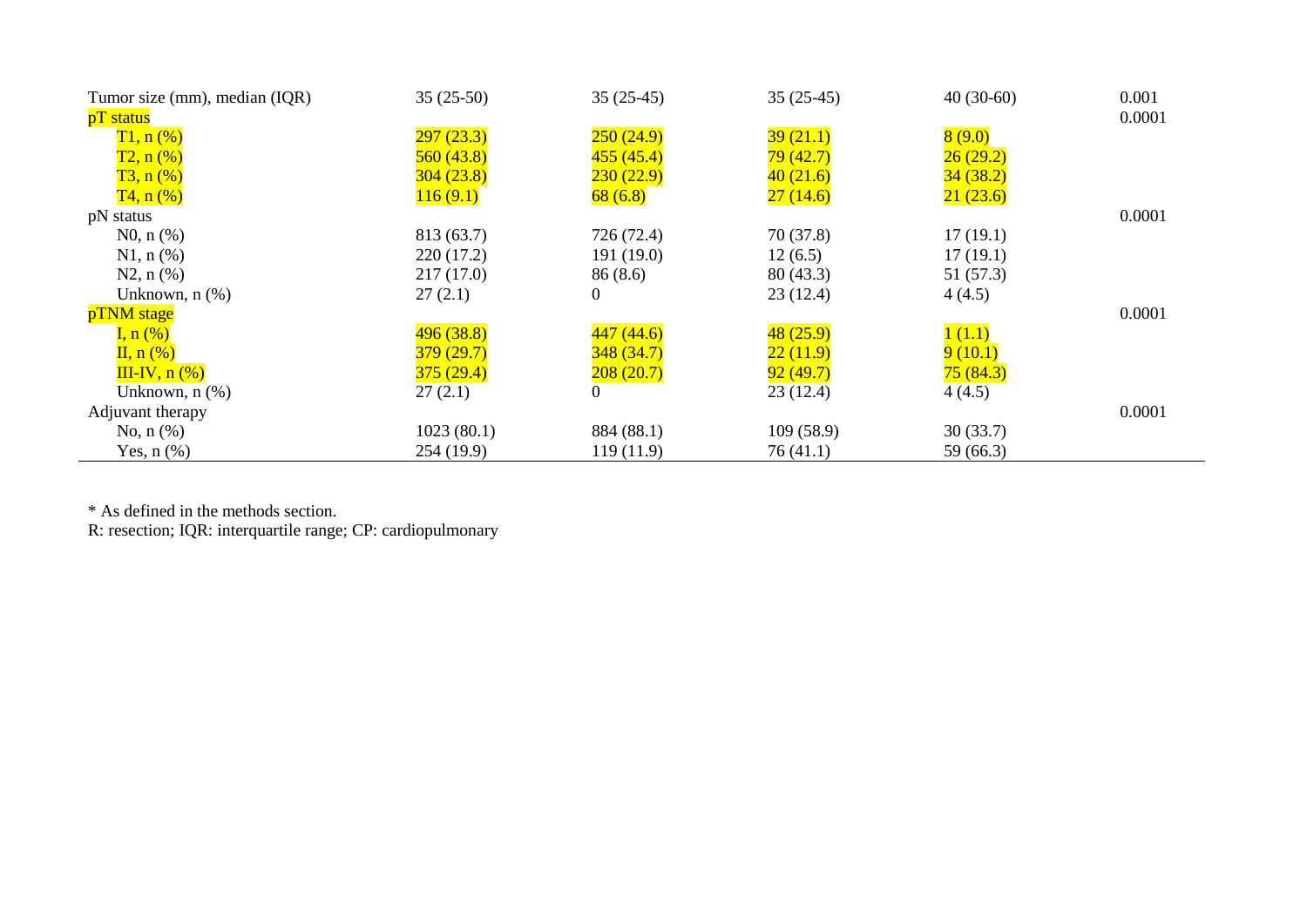| | | | | | |
|---|---|---|---|---|---|
| Tumor size (mm), median (IQR) | 35 (25-50) | 35 (25-45) | 35 (25-45) | 40 (30-60) | 0.001 |
| pT status | | | | | 0.0001 |
| T1, n (%) | 297 (23.3) | 250 (24.9) | 39 (21.1) | 8 (9.0) | |
| T2, n (%) | 560 (43.8) | 455 (45.4) | 79 (42.7) | 26 (29.2) | |
| T3, n (%) | 304 (23.8) | 230 (22.9) | 40 (21.6) | 34 (38.2) | |
| T4, n (%) | 116 (9.1) | 68 (6.8) | 27 (14.6) | 21 (23.6) | |
| pN status | | | | | 0.0001 |
| N0, n (%) | 813 (63.7) | 726 (72.4) | 70 (37.8) | 17 (19.1) | |
| N1, n (%) | 220 (17.2) | 191 (19.0) | 12 (6.5) | 17 (19.1) | |
| N2, n (%) | 217 (17.0) | 86 (8.6) | 80 (43.3) | 51 (57.3) | |
| Unknown, n (%) | 27 (2.1) | 0 | 23 (12.4) | 4 (4.5) | |
| pTNM stage | | | | | 0.0001 |
| I, n (%) | 496 (38.8) | 447 (44.6) | 48 (25.9) | 1 (1.1) | |
| II, n (%) | 379 (29.7) | 348 (34.7) | 22 (11.9) | 9 (10.1) | |
| III-IV, n (%) | 375 (29.4) | 208 (20.7) | 92 (49.7) | 75 (84.3) | |
| Unknown, n (%) | 27 (2.1) | 0 | 23 (12.4) | 4 (4.5) | |
| Adjuvant therapy | | | | | 0.0001 |
| No, n (%) | 1023 (80.1) | 884 (88.1) | 109 (58.9) | 30 (33.7) | |
| Yes, n (%) | 254 (19.9) | 119 (11.9) | 76 (41.1) | 59 (66.3) | |

* As defined in the methods section.
R: resection; IQR: interquartile range; CP: cardiopulmonary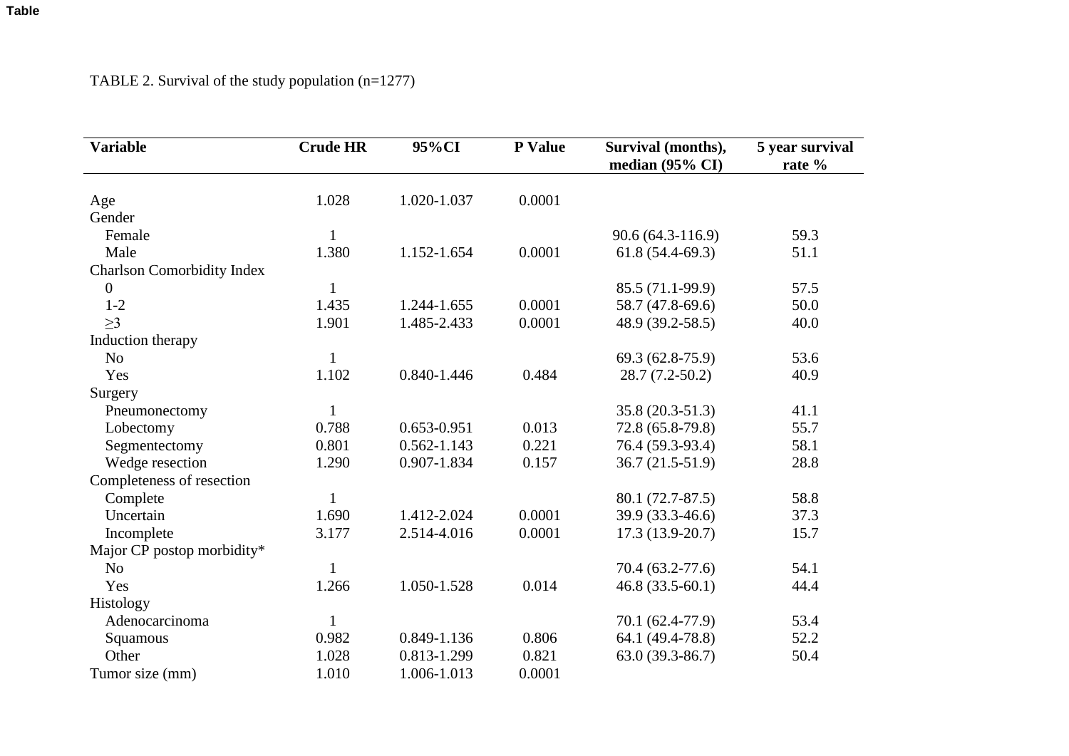Table

TABLE 2. Survival of the study population (n=1277)

| Variable | Crude HR | 95%CI | P Value | Survival (months), median (95% CI) | 5 year survival rate % |
|---|---|---|---|---|---|
| Age | 1.028 | 1.020-1.037 | 0.0001 | | |
| Gender | | | | | |
| Female | 1 | | | 90.6 (64.3-116.9) | 59.3 |
| Male | 1.380 | 1.152-1.654 | 0.0001 | 61.8 (54.4-69.3) | 51.1 |
| Charlson Comorbidity Index | | | | | |
| 0 | 1 | | | 85.5 (71.1-99.9) | 57.5 |
| 1-2 | 1.435 | 1.244-1.655 | 0.0001 | 58.7 (47.8-69.6) | 50.0 |
| ≥3 | 1.901 | 1.485-2.433 | 0.0001 | 48.9 (39.2-58.5) | 40.0 |
| Induction therapy | | | | | |
| No | 1 | | | 69.3 (62.8-75.9) | 53.6 |
| Yes | 1.102 | 0.840-1.446 | 0.484 | 28.7 (7.2-50.2) | 40.9 |
| Surgery | | | | | |
| Pneumonectomy | 1 | | | 35.8 (20.3-51.3) | 41.1 |
| Lobectomy | 0.788 | 0.653-0.951 | 0.013 | 72.8 (65.8-79.8) | 55.7 |
| Segmentectomy | 0.801 | 0.562-1.143 | 0.221 | 76.4 (59.3-93.4) | 58.1 |
| Wedge resection | 1.290 | 0.907-1.834 | 0.157 | 36.7 (21.5-51.9) | 28.8 |
| Completeness of resection | | | | | |
| Complete | 1 | | | 80.1 (72.7-87.5) | 58.8 |
| Uncertain | 1.690 | 1.412-2.024 | 0.0001 | 39.9 (33.3-46.6) | 37.3 |
| Incomplete | 3.177 | 2.514-4.016 | 0.0001 | 17.3 (13.9-20.7) | 15.7 |
| Major CP postop morbidity* | | | | | |
| No | 1 | | | 70.4 (63.2-77.6) | 54.1 |
| Yes | 1.266 | 1.050-1.528 | 0.014 | 46.8 (33.5-60.1) | 44.4 |
| Histology | | | | | |
| Adenocarcinoma | 1 | | | 70.1 (62.4-77.9) | 53.4 |
| Squamous | 0.982 | 0.849-1.136 | 0.806 | 64.1 (49.4-78.8) | 52.2 |
| Other | 1.028 | 0.813-1.299 | 0.821 | 63.0 (39.3-86.7) | 50.4 |
| Tumor size (mm) | 1.010 | 1.006-1.013 | 0.0001 | | |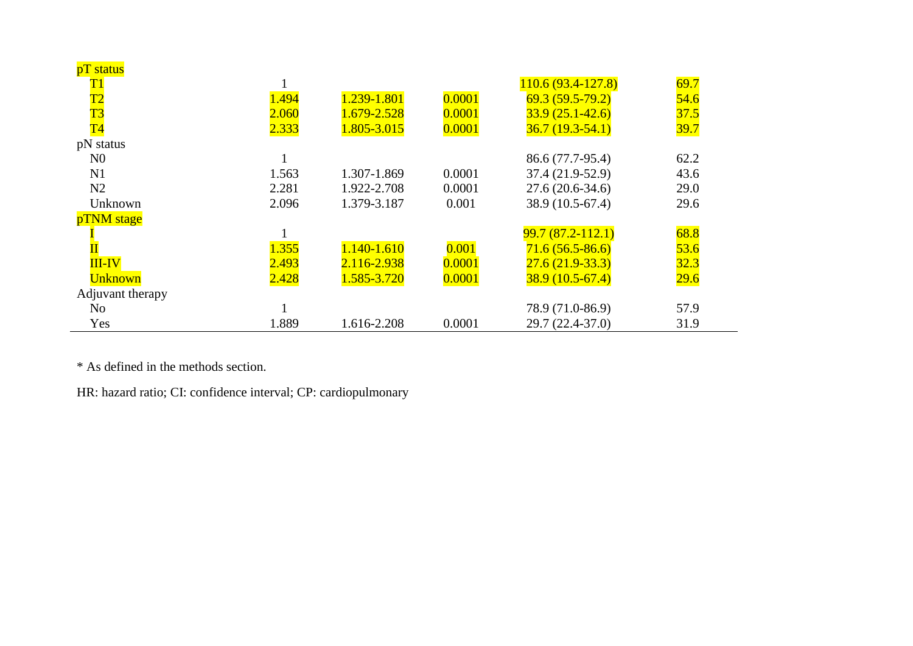|  |  |  |  |  |  |
|---|---|---|---|---|---|
| pT status |  |  |  |  |  |
| T1 | 1 |  |  | 110.6 (93.4-127.8) | 69.7 |
| T2 | 1.494 | 1.239-1.801 | 0.0001 | 69.3 (59.5-79.2) | 54.6 |
| T3 | 2.060 | 1.679-2.528 | 0.0001 | 33.9 (25.1-42.6) | 37.5 |
| T4 | 2.333 | 1.805-3.015 | 0.0001 | 36.7 (19.3-54.1) | 39.7 |
| pN status |  |  |  |  |  |
| N0 | 1 |  |  | 86.6 (77.7-95.4) | 62.2 |
| N1 | 1.563 | 1.307-1.869 | 0.0001 | 37.4 (21.9-52.9) | 43.6 |
| N2 | 2.281 | 1.922-2.708 | 0.0001 | 27.6 (20.6-34.6) | 29.0 |
| Unknown | 2.096 | 1.379-3.187 | 0.001 | 38.9 (10.5-67.4) | 29.6 |
| pTNM stage |  |  |  |  |  |
| I | 1 |  |  | 99.7 (87.2-112.1) | 68.8 |
| II | 1.355 | 1.140-1.610 | 0.001 | 71.6 (56.5-86.6) | 53.6 |
| III-IV | 2.493 | 2.116-2.938 | 0.0001 | 27.6 (21.9-33.3) | 32.3 |
| Unknown | 2.428 | 1.585-3.720 | 0.0001 | 38.9 (10.5-67.4) | 29.6 |
| Adjuvant therapy |  |  |  |  |  |
| No | 1 |  |  | 78.9 (71.0-86.9) | 57.9 |
| Yes | 1.889 | 1.616-2.208 | 0.0001 | 29.7 (22.4-37.0) | 31.9 |

* As defined in the methods section.

HR: hazard ratio; CI: confidence interval; CP: cardiopulmonary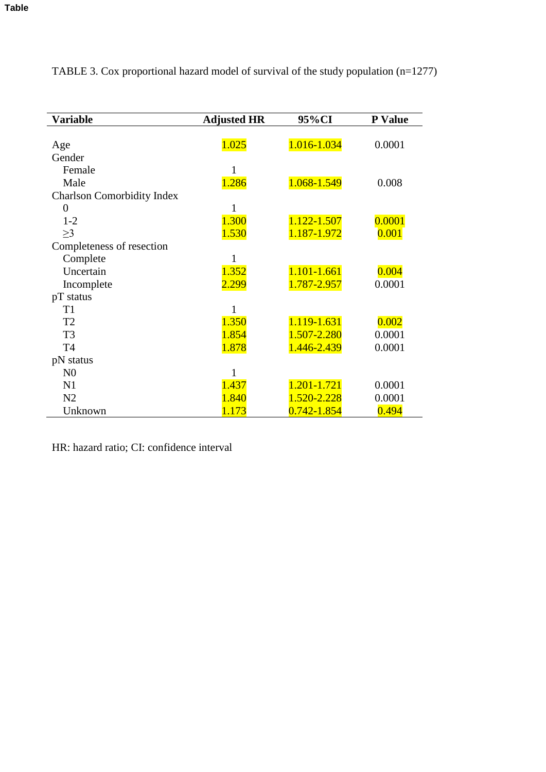Table

TABLE 3. Cox proportional hazard model of survival of the study population (n=1277)

| Variable | Adjusted HR | 95%CI | P Value |
|---|---|---|---|
| Age | 1.025 | 1.016-1.034 | 0.0001 |
| Gender | | | |
| Female | 1 | | |
| Male | 1.286 | 1.068-1.549 | 0.008 |
| Charlson Comorbidity Index | | | |
| 0 | 1 | | |
| 1-2 | 1.300 | 1.122-1.507 | 0.0001 |
| ≥3 | 1.530 | 1.187-1.972 | 0.001 |
| Completeness of resection | | | |
| Complete | 1 | | |
| Uncertain | 1.352 | 1.101-1.661 | 0.004 |
| Incomplete | 2.299 | 1.787-2.957 | 0.0001 |
| pT status | | | |
| T1 | 1 | | |
| T2 | 1.350 | 1.119-1.631 | 0.002 |
| T3 | 1.854 | 1.507-2.280 | 0.0001 |
| T4 | 1.878 | 1.446-2.439 | 0.0001 |
| pN status | | | |
| N0 | 1 | | |
| N1 | 1.437 | 1.201-1.721 | 0.0001 |
| N2 | 1.840 | 1.520-2.228 | 0.0001 |
| Unknown | 1.173 | 0.742-1.854 | 0.494 |

HR: hazard ratio; CI: confidence interval